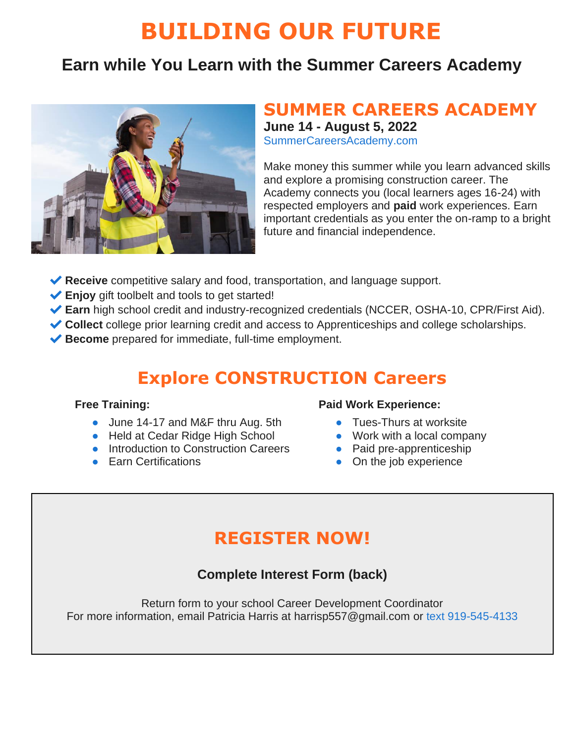# BUILDING OUR FUTURE

## Earn while You Learn with the Summer Careers Academy

## SUMMER CAREERS ACADEMY

**June 14 - August 5, 2022**

SummerCareersAcademy.com

Make money this summer while you learn advanced skills and explore a promising construction career. The Academy connects you (local learners ages 16-24) with respected employers and **paid** work experiences. Earn important credentials as you enter the on-ramp to a bright future and financial independence.

- ✔ **Receive** competitive salary and food, transportation, and language support.
- ✔ **Enjoy** gift toolbelt and tools to get started!
- ✔ **Earn** high school credit and industry-recognized credentials (NCCER, OSHA-10, CPR/First Aid).
- ✔ **Collect** college prior learning credit and access to Apprenticeships and college scholarships.
- ✔ **Become** prepared for immediate, full-time employment.

## Explore CONSTRUCTION Careers

**Free Training:**

- June 14-17 and M&F thru Aug. 5th
- Held at Cedar Ridge High School
- Introduction to Construction Careers
- Earn Certifications

**Paid Work Experience:**

- Tues-Thurs at worksite
- Work with a local company
- Paid pre-apprenticeship
- On the job experience

## REGISTER NOW!

**Complete Interest Form (back)**

Return form to your school Career Development Coordinator
For more information, email Patricia Harris at harrisp557@gmail.com or text 919-545-4133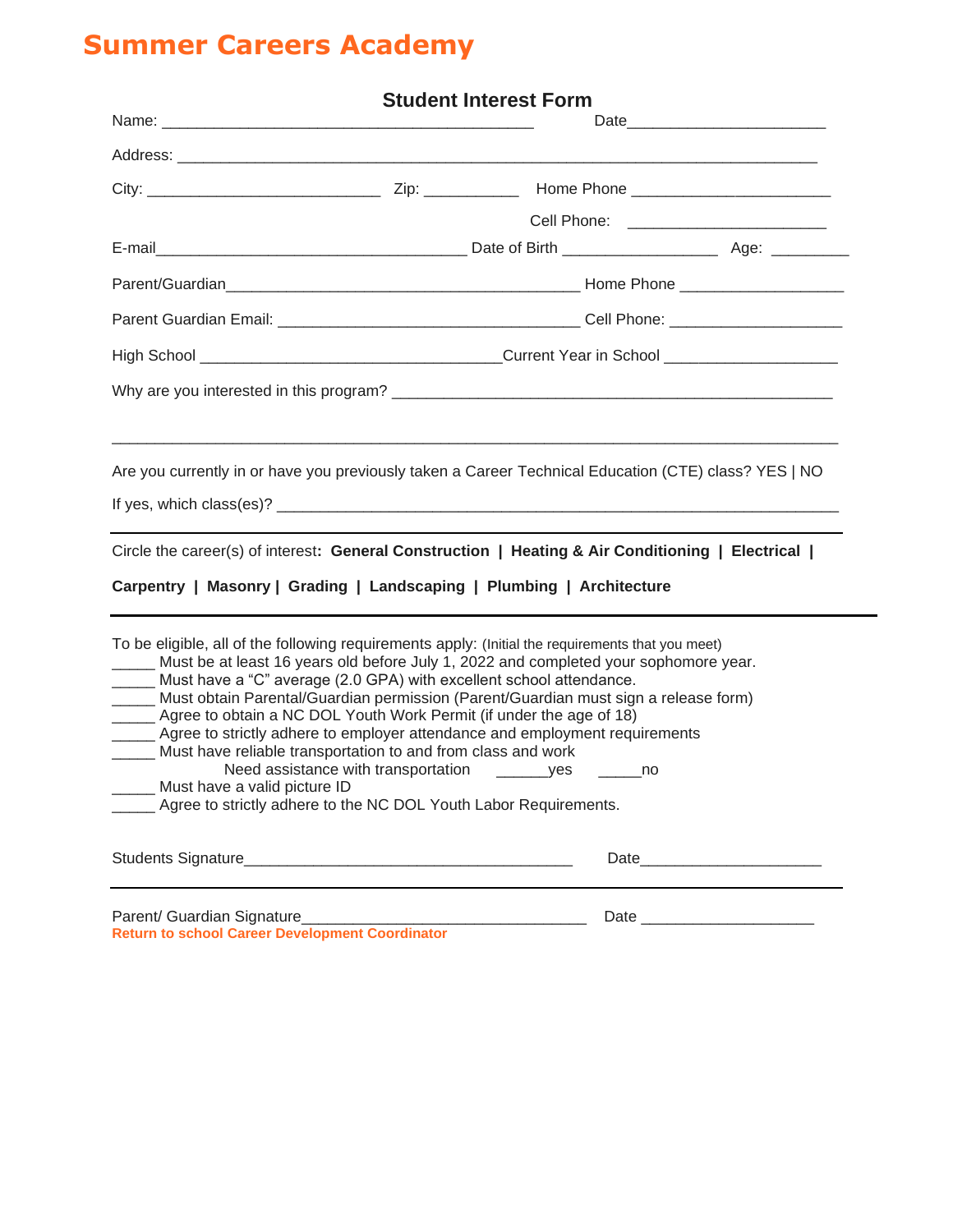# Summer Careers Academy

## Student Interest Form

Name: ___________________________________________ Date______________________

Address: ___________________________________________________________________________

City: ___________________________ Zip: ___________ Home Phone ______________________

Cell Phone: ______________________

E-mail____________________________________ Date of Birth _________________ Age: _________

Parent/Guardian_________________________________________ Home Phone __________________

Parent Guardian Email: ___________________________________ Cell Phone: ___________________

High School ___________________________________Current Year in School ___________________

Why are you interested in this program? ___________________________________________________

_____________________________________________________________________________________

Are you currently in or have you previously taken a Career Technical Education (CTE) class? YES | NO

If yes, which class(es)? ____________________________________________________________________

---

Circle the career(s) of interest**:** **General Construction | Heating & Air Conditioning | Electrical | Carpentry | Masonry | Grading | Landscaping | Plumbing | Architecture**

---

To be eligible, all of the following requirements apply: (Initial the requirements that you meet)

_____ Must be at least 16 years old before July 1, 2022 and completed your sophomore year.
_____ Must have a "C" average (2.0 GPA) with excellent school attendance.
_____ Must obtain Parental/Guardian permission (Parent/Guardian must sign a release form)
_____ Agree to obtain a NC DOL Youth Work Permit (if under the age of 18)
_____ Agree to strictly adhere to employer attendance and employment requirements
_____ Must have reliable transportation to and from class and work
Need assistance with transportation ______yes _____no
_____ Must have a valid picture ID
_____ Agree to strictly adhere to the NC DOL Youth Labor Requirements.

Students Signature______________________________________ Date____________________

---

Parent/ Guardian Signature_________________________________ Date ____________________

**Return to school Career Development Coordinator**